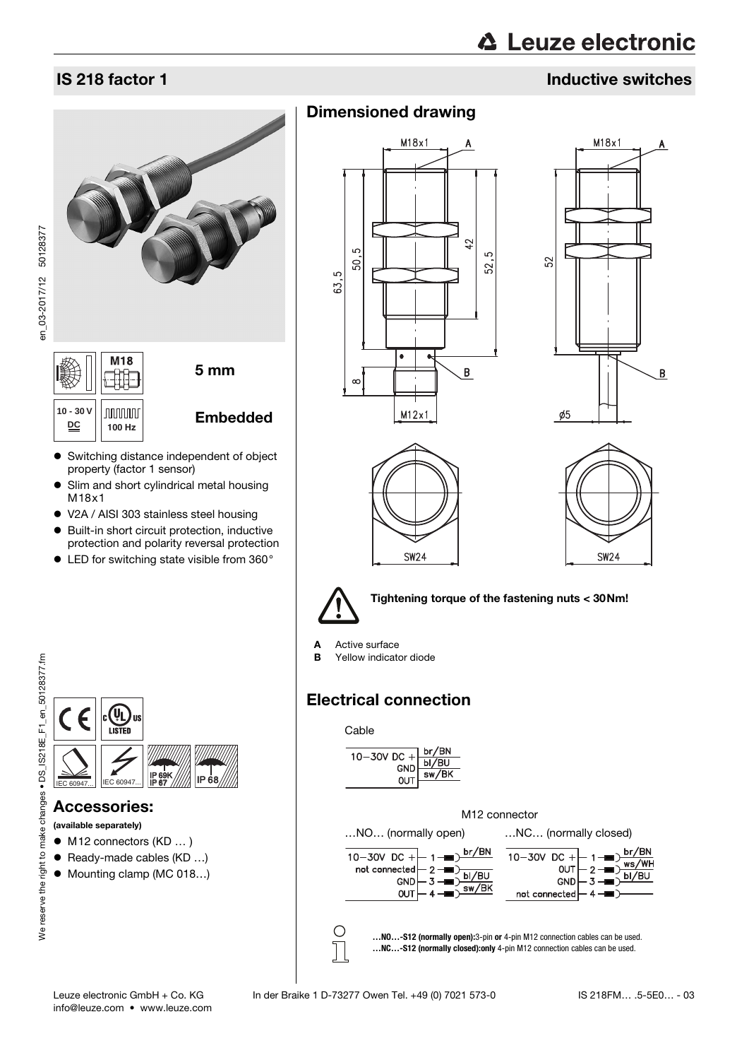# IS 218 factor 1

## Inductive switches

M18

5 mm

10 - 30 V DC

100 Hz

Embedded

- Switching distance independent of object property (factor 1 sensor)
- Slim and short cylindrical metal housing M18x1
- V2A / AISI 303 stainless steel housing
- Built-in short circuit protection, inductive protection and polarity reversal protection
- LED for switching state visible from 360°

IEC 60947... IEC 60947... IP 69K IP 67 IP 68

## Accessories:

**(available separately)**

- M12 connectors (KD … )
- Ready-made cables (KD …)
- Mounting clamp (MC 018…)

## Dimensioned drawing

M18x1, M12x1, SW24, ø5, 63,5, 50,5, 42, 52,5, 8, 52

**Tightening torque of the fastening nuts < 30Nm!**

**A** Active surface
**B** Yellow indicator diode

## Electrical connection

Cable

| | |
|---|---|
| 10–30V DC + | br/BN |
| GND | bl/BU |
| OUT | sw/BK |

M12 connector

…NO… (normally open)

| | Pin | |
|---|---|---|
| 10–30V DC + | 1 | br/BN |
| not connected | 2 | |
| GND | 3 | bl/BU |
| OUT | 4 | sw/BK |

…NC… (normally closed)

| | Pin | |
|---|---|---|
| 10–30V DC + | 1 | br/BN |
| OUT | 2 | ws/WH |
| GND | 3 | bl/BU |
| not connected | 4 | |

**…NO…-S12 (normally open):** 3-pin **or** 4-pin M12 connection cables can be used.
**…NC…-S12 (normally closed): only** 4-pin M12 connection cables can be used.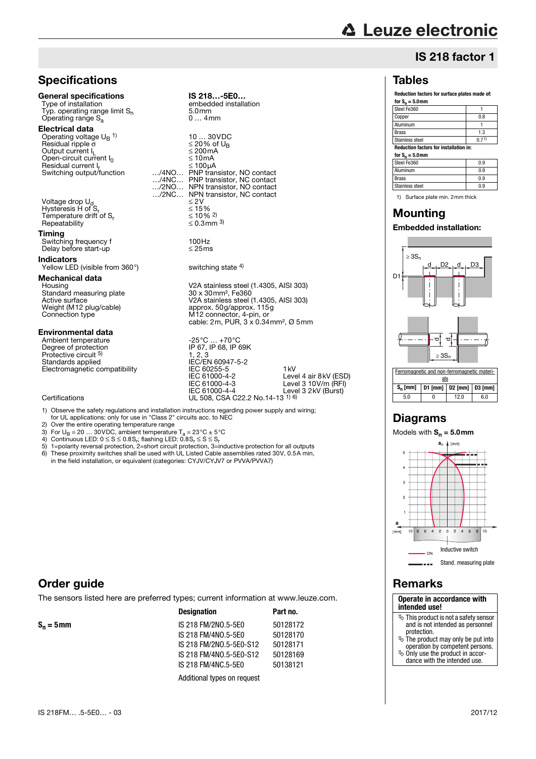# IS 218 factor 1

## Specifications

| **General specifications** | | **IS 218…-5E0…** | |
|---|---|---|---|
| Type of installation | | embedded installation | |
| Typ. operating range limit $S_n$ | | 5.0mm | |
| Operating range $S_a$ | | 0 … 4mm | |
| **Electrical data** | | | |
| Operating voltage $U_B$ [1] | | 10 … 30VDC | |
| Residual ripple $\sigma$ | | ≤ 20% of $U_B$ | |
| Output current $I_L$ | | ≤ 200mA | |
| Open-circuit current $I_0$ | | ≤ 10mA | |
| Residual current $I_r$ | | ≤ 100µA | |
| Switching output/function | …/4NO… | PNP transistor, NO contact | |
| | …/4NC… | PNP transistor, NC contact | |
| | …/2NO… | NPN transistor, NO contact | |
| | …/2NC… | NPN transistor, NC contact | |
| Voltage drop $U_d$ | | ≤ 2V | |
| Hysteresis H of $S_r$ | | ≤ 15% | |
| Temperature drift of $S_r$ | | ≤ 10% [2] | |
| Repeatability | | ≤ 0.3mm [3] | |
| **Timing** | | | |
| Switching frequency f | | 100Hz | |
| Delay before start-up | | ≤ 25ms | |
| **Indicators** | | | |
| Yellow LED (visible from 360°) | | switching state [4] | |
| **Mechanical data** | | | |
| Housing | | V2A stainless steel (1.4305, AISI 303) | |
| Standard measuring plate | | 30 x 30mm², Fe360 | |
| Active surface | | V2A stainless steel (1.4305, AISI 303) | |
| Weight (M12 plug/cable) | | approx. 50g/approx. 115g | |
| Connection type | | M12 connector, 4-pin, or cable: 2m, PUR, 3 x 0.34mm², Ø 5mm | |
| **Environmental data** | | | |
| Ambient temperature | | -25°C … +70°C | |
| Degree of protection | | IP 67, IP 68, IP 69K | |
| Protective circuit [5] | | 1, 2, 3 | |
| Standards applied | | IEC/EN 60947-5-2 | |
| Electromagnetic compatibility | | IEC 60255-5 | 1kV |
| | | IEC 61000-4-2 | Level 4 air 8kV (ESD) |
| | | IEC 61000-4-3 | Level 3 10V/m (RFI) |
| | | IEC 61000-4-4 | Level 3 2kV (Burst) |
| Certifications | | UL 508, CSA C22.2 No.14-13 [1) 6)] | |

1) Observe the safety regulations and installation instructions regarding power supply and wiring; for UL applications: only for use in "Class 2" circuits acc. to NEC
2) Over the entire operating temperature range
3) For $U_B$ = 20 … 30VDC, ambient temperature $T_a$ = 23°C ± 5°C
4) Continuous LED: $0 \leq S \leq 0.8S_r$; flashing LED: $0.8S_r \leq S \leq S_r$
5) 1=polarity reversal protection, 2=short circuit protection, 3=inductive protection for all outputs
6) These proximity switches shall be used with UL Listed Cable assemblies rated 30V, 0.5A min, in the field installation, or equivalent (categories: CYJV/CYJV7 or PVVA/PVVA7)

## Tables

**Reduction factors for surface plates made of: for $S_n$ = 5.0mm**

| Material | Factor |
|---|---|
| Steel Fe360 | 1 |
| Copper | 0.8 |
| Aluminum | 1 |
| Brass | 1.3 |
| Stainless steel | 0.7 [1] |

**Reduction factors for installation in: for $S_n$ = 5.0mm**

| Material | Factor |
|---|---|
| Steel Fe360 | 0.9 |
| Aluminum | 0.9 |
| Brass | 0.9 |
| Stainless steel | 0.9 |

1) Surface plate min. 2mm thick

## Mounting

### Embedded installation:

| Ferromagnetic and non-ferromagnetic materials | | | |
|---|---|---|---|
| $S_n$ [mm] | D1 [mm] | D2 [mm] | D3 [mm] |
| 5.0 | 0 | 12.0 | 6.0 |

## Diagrams

Models with $S_n$ = 5.0mm

Inductive switch — ON

Stand. measuring plate

## Remarks

**Operate in accordance with intended use!**

- This product is not a safety sensor and is not intended as personnel protection.
- The product may only be put into operation by competent persons.
- Only use the product in accordance with the intended use.

## Order guide

The sensors listed here are preferred types; current information at www.leuze.com.

| | Designation | Part no. |
|---|---|---|
| $S_n$ = 5mm | IS 218 FM/2NO.5-5E0 | 50128172 |
| | IS 218 FM/4NO.5-5E0 | 50128170 |
| | IS 218 FM/2NO.5-5E0-S12 | 50128171 |
| | IS 218 FM/4NO.5-5E0-S12 | 50128169 |
| | IS 218 FM/4NC.5-5E0 | 50138121 |
| | Additional types on request | |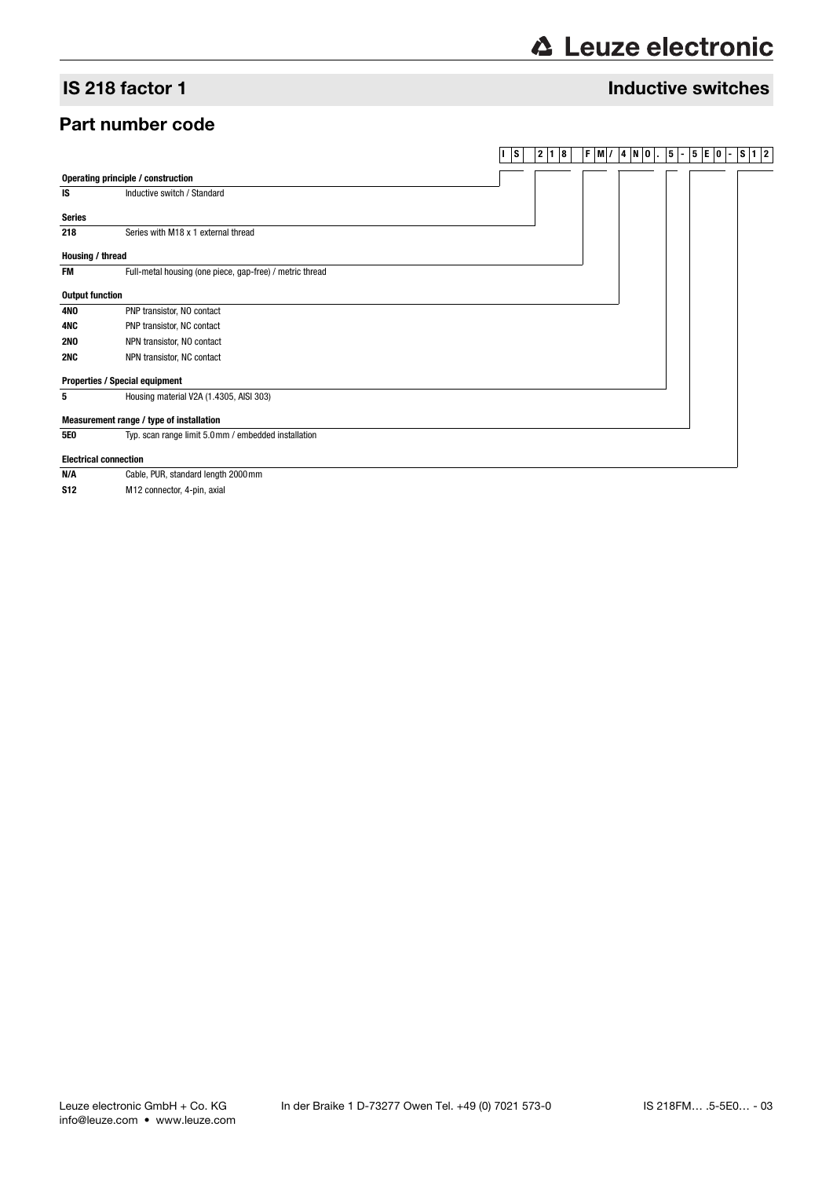# IS 218 factor 1

## Inductive switches

## Part number code

I S 2 1 8 F M / 4 N O . 5 - 5 E 0 - S 1 2

| Code | Description |
|---|---|
| **Operating principle / construction** | |
| **IS** | Inductive switch / Standard |
| **Series** | |
| **218** | Series with M18 x 1 external thread |
| **Housing / thread** | |
| **FM** | Full-metal housing (one piece, gap-free) / metric thread |
| **Output function** | |
| **4NO** | PNP transistor, NO contact |
| **4NC** | PNP transistor, NC contact |
| **2NO** | NPN transistor, NO contact |
| **2NC** | NPN transistor, NC contact |
| **Properties / Special equipment** | |
| **5** | Housing material V2A (1.4305, AISI 303) |
| **Measurement range / type of installation** | |
| **5E0** | Typ. scan range limit 5.0 mm / embedded installation |
| **Electrical connection** | |
| **N/A** | Cable, PUR, standard length 2000 mm |
| **S12** | M12 connector, 4-pin, axial |

Leuze electronic GmbH + Co. KG In der Braike 1 D-73277 Owen Tel. +49 (0) 7021 573-0
info@leuze.com • www.leuze.com

IS 218FM… .5-5E0… - 03